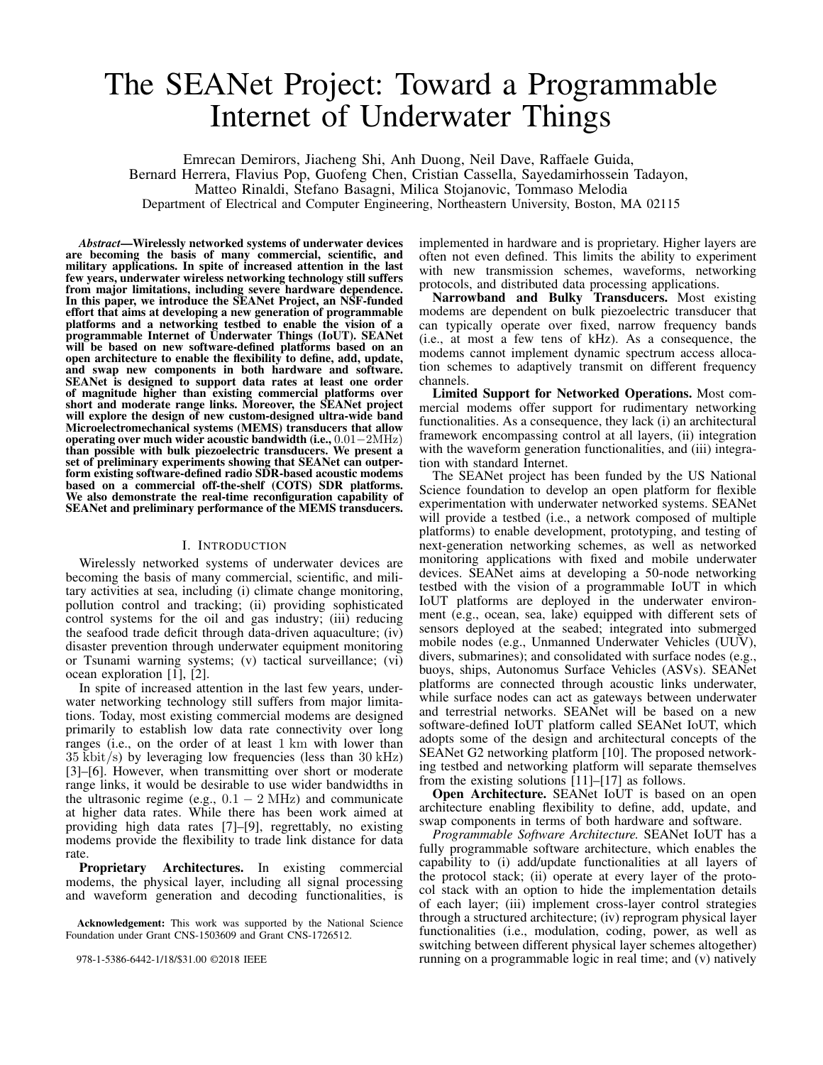# The SEANet Project: Toward a Programmable Internet of Underwater Things

Emrecan Demirors, Jiacheng Shi, Anh Duong, Neil Dave, Raffaele Guida, Bernard Herrera, Flavius Pop, Guofeng Chen, Cristian Cassella, Sayedamirhossein Tadayon, Matteo Rinaldi, Stefano Basagni, Milica Stojanovic, Tommaso Melodia

Department of Electrical and Computer Engineering, Northeastern University, Boston, MA 02115

***Abstract*—Wirelessly networked systems of underwater devices are becoming the basis of many commercial, scientific, and military applications. In spite of increased attention in the last few years, underwater wireless networking technology still suffers from major limitations, including severe hardware dependence. In this paper, we introduce the SEANet Project, an NSF-funded effort that aims at developing a new generation of programmable platforms and a networking testbed to enable the vision of a programmable Internet of Underwater Things (IoUT). SEANet will be based on new software-defined platforms based on an open architecture to enable the flexibility to define, add, update, and swap new components in both hardware and software. SEANet is designed to support data rates at least one order of magnitude higher than existing commercial platforms over short and moderate range links. Moreover, the SEANet project will explore the design of new custom-designed ultra-wide band Microelectromechanical systems (MEMS) transducers that allow operating over much wider acoustic bandwidth (i.e., $0.01-2\mathrm{MHz}$) than possible with bulk piezoelectric transducers. We present a set of preliminary experiments showing that SEANet can outperform existing software-defined radio SDR-based acoustic modems based on a commercial off-the-shelf (COTS) SDR platforms. We also demonstrate the real-time reconfiguration capability of SEANet and preliminary performance of the MEMS transducers.**

## I. Introduction

Wirelessly networked systems of underwater devices are becoming the basis of many commercial, scientific, and military activities at sea, including (i) climate change monitoring, pollution control and tracking; (ii) providing sophisticated control systems for the oil and gas industry; (iii) reducing the seafood trade deficit through data-driven aquaculture; (iv) disaster prevention through underwater equipment monitoring or Tsunami warning systems; (v) tactical surveillance; (vi) ocean exploration [1], [2].

In spite of increased attention in the last few years, underwater networking technology still suffers from major limitations. Today, most existing commercial modems are designed primarily to establish low data rate connectivity over long ranges (i.e., on the order of at least $1\ \mathrm{km}$ with lower than $35\ \mathrm{kbit/s}$) by leveraging low frequencies (less than $30\ \mathrm{kHz}$) [3]–[6]. However, when transmitting over short or moderate range links, it would be desirable to use wider bandwidths in the ultrasonic regime (e.g., $0.1-2\ \mathrm{MHz}$) and communicate at higher data rates. While there has been work aimed at providing high data rates [7]–[9], regrettably, no existing modems provide the flexibility to trade link distance for data rate.

**Proprietary Architectures.** In existing commercial modems, the physical layer, including all signal processing and waveform generation and decoding functionalities, is implemented in hardware and is proprietary. Higher layers are often not even defined. This limits the ability to experiment with new transmission schemes, waveforms, networking protocols, and distributed data processing applications.

**Narrowband and Bulky Transducers.** Most existing modems are dependent on bulk piezoelectric transducer that can typically operate over fixed, narrow frequency bands (i.e., at most a few tens of kHz). As a consequence, the modems cannot implement dynamic spectrum access allocation schemes to adaptively transmit on different frequency channels.

**Limited Support for Networked Operations.** Most commercial modems offer support for rudimentary networking functionalities. As a consequence, they lack (i) an architectural framework encompassing control at all layers, (ii) integration with the waveform generation functionalities, and (iii) integration with standard Internet.

The SEANet project has been funded by the US National Science foundation to develop an open platform for flexible experimentation with underwater networked systems. SEANet will provide a testbed (i.e., a network composed of multiple platforms) to enable development, prototyping, and testing of next-generation networking schemes, as well as networked monitoring applications with fixed and mobile underwater devices. SEANet aims at developing a 50-node networking testbed with the vision of a programmable IoUT in which IoUT platforms are deployed in the underwater environment (e.g., ocean, sea, lake) equipped with different sets of sensors deployed at the seabed; integrated into submerged mobile nodes (e.g., Unmanned Underwater Vehicles (UUV), divers, submarines); and consolidated with surface nodes (e.g., buoys, ships, Autonomus Surface Vehicles (ASVs). SEANet platforms are connected through acoustic links underwater, while surface nodes can act as gateways between underwater and terrestrial networks. SEANet will be based on a new software-defined IoUT platform called SEANet IoUT, which adopts some of the design and architectural concepts of the SEANet G2 networking platform [10]. The proposed networking testbed and networking platform will separate themselves from the existing solutions [11]–[17] as follows.

**Open Architecture.** SEANet IoUT is based on an open architecture enabling flexibility to define, add, update, and swap components in terms of both hardware and software.

*Programmable Software Architecture.* SEANet IoUT has a fully programmable software architecture, which enables the capability to (i) add/update functionalities at all layers of the protocol stack; (ii) operate at every layer of the protocol stack with an option to hide the implementation details of each layer; (iii) implement cross-layer control strategies through a structured architecture; (iv) reprogram physical layer functionalities (i.e., modulation, coding, power, as well as switching between different physical layer schemes altogether) running on a programmable logic in real time; and (v) natively

**Acknowledgement:** This work was supported by the National Science Foundation under Grant CNS-1503609 and Grant CNS-1726512.

978-1-5386-6442-1/18/$31.00 ©2018 IEEE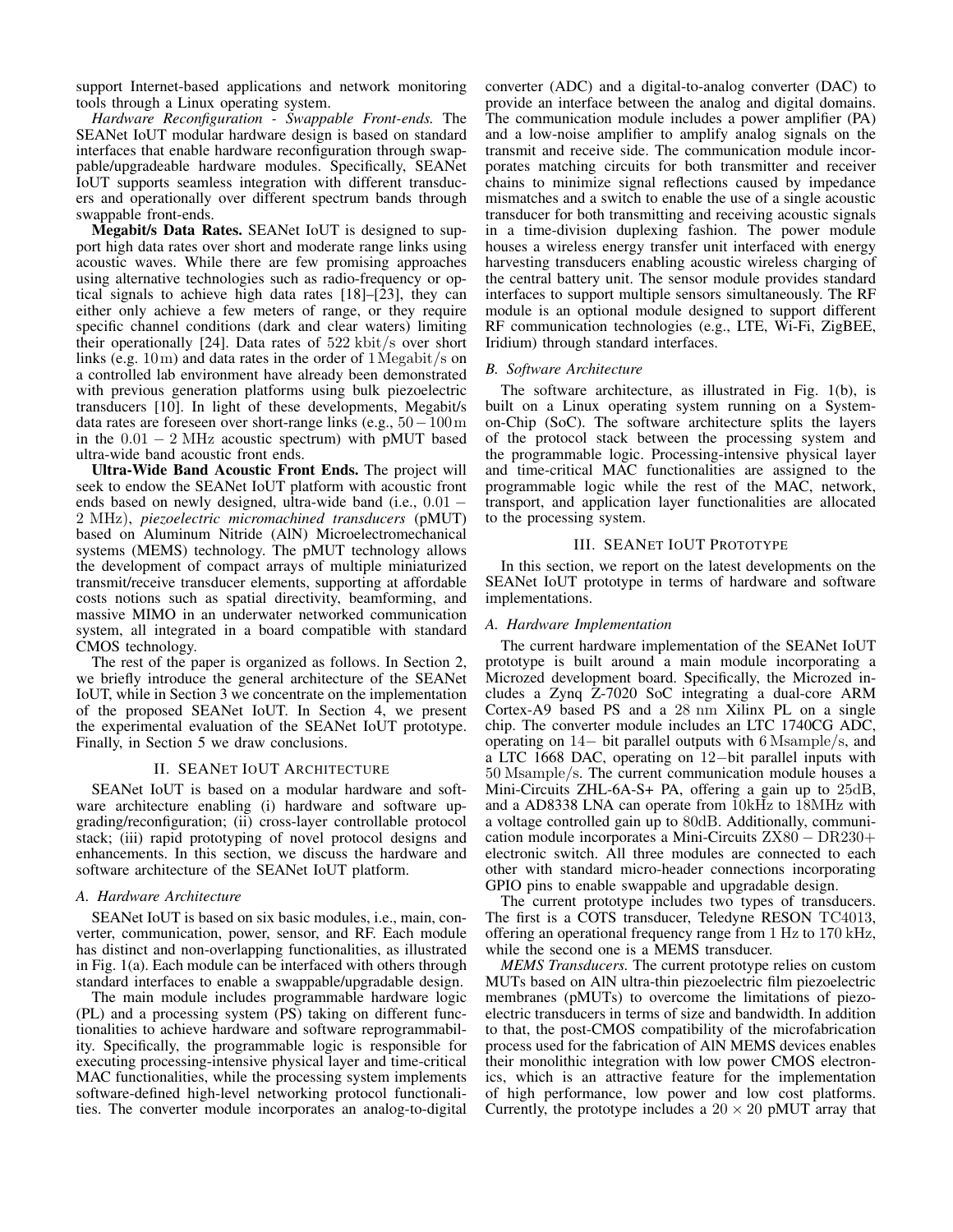support Internet-based applications and network monitoring tools through a Linux operating system.

*Hardware Reconfiguration - Swappable Front-ends.* The SEANet IoUT modular hardware design is based on standard interfaces that enable hardware reconfiguration through swappable/upgradeable hardware modules. Specifically, SEANet IoUT supports seamless integration with different transducers and operationally over different spectrum bands through swappable front-ends.

**Megabit/s Data Rates.** SEANet IoUT is designed to support high data rates over short and moderate range links using acoustic waves. While there are few promising approaches using alternative technologies such as radio-frequency or optical signals to achieve high data rates [18]–[23], they can either only achieve a few meters of range, or they require specific channel conditions (dark and clear waters) limiting their operationally [24]. Data rates of $522$ kbit/s over short links (e.g. $10\,\mathrm{m}$) and data rates in the order of $1\,\mathrm{Megabit/s}$ on a controlled lab environment have already been demonstrated with previous generation platforms using bulk piezoelectric transducers [10]. In light of these developments, Megabit/s data rates are foreseen over short-range links (e.g., $50-100\,\mathrm{m}$ in the $0.01-2\,\mathrm{MHz}$ acoustic spectrum) with pMUT based ultra-wide band acoustic front ends.

**Ultra-Wide Band Acoustic Front Ends.** The project will seek to endow the SEANet IoUT platform with acoustic front ends based on newly designed, ultra-wide band (i.e., $0.01-2\,\mathrm{MHz}$), *piezoelectric micromachined transducers* (pMUT) based on Aluminum Nitride (AlN) Microelectromechanical systems (MEMS) technology. The pMUT technology allows the development of compact arrays of multiple miniaturized transmit/receive transducer elements, supporting at affordable costs notions such as spatial directivity, beamforming, and massive MIMO in an underwater networked communication system, all integrated in a board compatible with standard CMOS technology.

The rest of the paper is organized as follows. In Section 2, we briefly introduce the general architecture of the SEANet IoUT, while in Section 3 we concentrate on the implementation of the proposed SEANet IoUT. In Section 4, we present the experimental evaluation of the SEANet IoUT prototype. Finally, in Section 5 we draw conclusions.

## II. SEANet IoUT Architecture

SEANet IoUT is based on a modular hardware and software architecture enabling (i) hardware and software upgrading/reconfiguration; (ii) cross-layer controllable protocol stack; (iii) rapid prototyping of novel protocol designs and enhancements. In this section, we discuss the hardware and software architecture of the SEANet IoUT platform.

### A. Hardware Architecture

SEANet IoUT is based on six basic modules, i.e., main, converter, communication, power, sensor, and RF. Each module has distinct and non-overlapping functionalities, as illustrated in Fig. 1(a). Each module can be interfaced with others through standard interfaces to enable a swappable/upgradable design.

The main module includes programmable hardware logic (PL) and a processing system (PS) taking on different functionalities to achieve hardware and software reprogrammability. Specifically, the programmable logic is responsible for executing processing-intensive physical layer and time-critical MAC functionalities, while the processing system implements software-defined high-level networking protocol functionalities. The converter module incorporates an analog-to-digital converter (ADC) and a digital-to-analog converter (DAC) to provide an interface between the analog and digital domains. The communication module includes a power amplifier (PA) and a low-noise amplifier to amplify analog signals on the transmit and receive side. The communication module incorporates matching circuits for both transmitter and receiver chains to minimize signal reflections caused by impedance mismatches and a switch to enable the use of a single acoustic transducer for both transmitting and receiving acoustic signals in a time-division duplexing fashion. The power module houses a wireless energy transfer unit interfaced with energy harvesting transducers enabling acoustic wireless charging of the central battery unit. The sensor module provides standard interfaces to support multiple sensors simultaneously. The RF module is an optional module designed to support different RF communication technologies (e.g., LTE, Wi-Fi, ZigBEE, Iridium) through standard interfaces.

### B. Software Architecture

The software architecture, as illustrated in Fig. 1(b), is built on a Linux operating system running on a System-on-Chip (SoC). The software architecture splits the layers of the protocol stack between the processing system and the programmable logic. Processing-intensive physical layer and time-critical MAC functionalities are assigned to the programmable logic while the rest of the MAC, network, transport, and application layer functionalities are allocated to the processing system.

## III. SEANet IoUT Prototype

In this section, we report on the latest developments on the SEANet IoUT prototype in terms of hardware and software implementations.

### A. Hardware Implementation

The current hardware implementation of the SEANet IoUT prototype is built around a main module incorporating a Microzed development board. Specifically, the Microzed includes a Zynq Z-7020 SoC integrating a dual-core ARM Cortex-A9 based PS and a $28\,\mathrm{nm}$ Xilinx PL on a single chip. The converter module includes an LTC 1740CG ADC, operating on $14-$ bit parallel outputs with $6\,\mathrm{Msample/s}$, and a LTC 1668 DAC, operating on $12-$bit parallel inputs with $50\,\mathrm{Msample/s}$. The current communication module houses a Mini-Circuits ZHL-6A-S+ PA, offering a gain up to $25\mathrm{dB}$, and a AD8338 LNA can operate from $10\mathrm{kHz}$ to $18\mathrm{MHz}$ with a voltage controlled gain up to $80\mathrm{dB}$. Additionally, communication module incorporates a Mini-Circuits $\mathrm{ZX80-DR230+}$ electronic switch. All three modules are connected to each other with standard micro-header connections incorporating GPIO pins to enable swappable and upgradable design.

The current prototype includes two types of transducers. The first is a COTS transducer, Teledyne RESON TC4013, offering an operational frequency range from $1\,\mathrm{Hz}$ to $170\,\mathrm{kHz}$, while the second one is a MEMS transducer.

*MEMS Transducers.* The current prototype relies on custom MUTs based on AlN ultra-thin piezoelectric film piezoelectric membranes (pMUTs) to overcome the limitations of piezoelectric transducers in terms of size and bandwidth. In addition to that, the post-CMOS compatibility of the microfabrication process used for the fabrication of AlN MEMS devices enables their monolithic integration with low power CMOS electronics, which is an attractive feature for the implementation of high performance, low power and low cost platforms. Currently, the prototype includes a $20 \times 20$ pMUT array that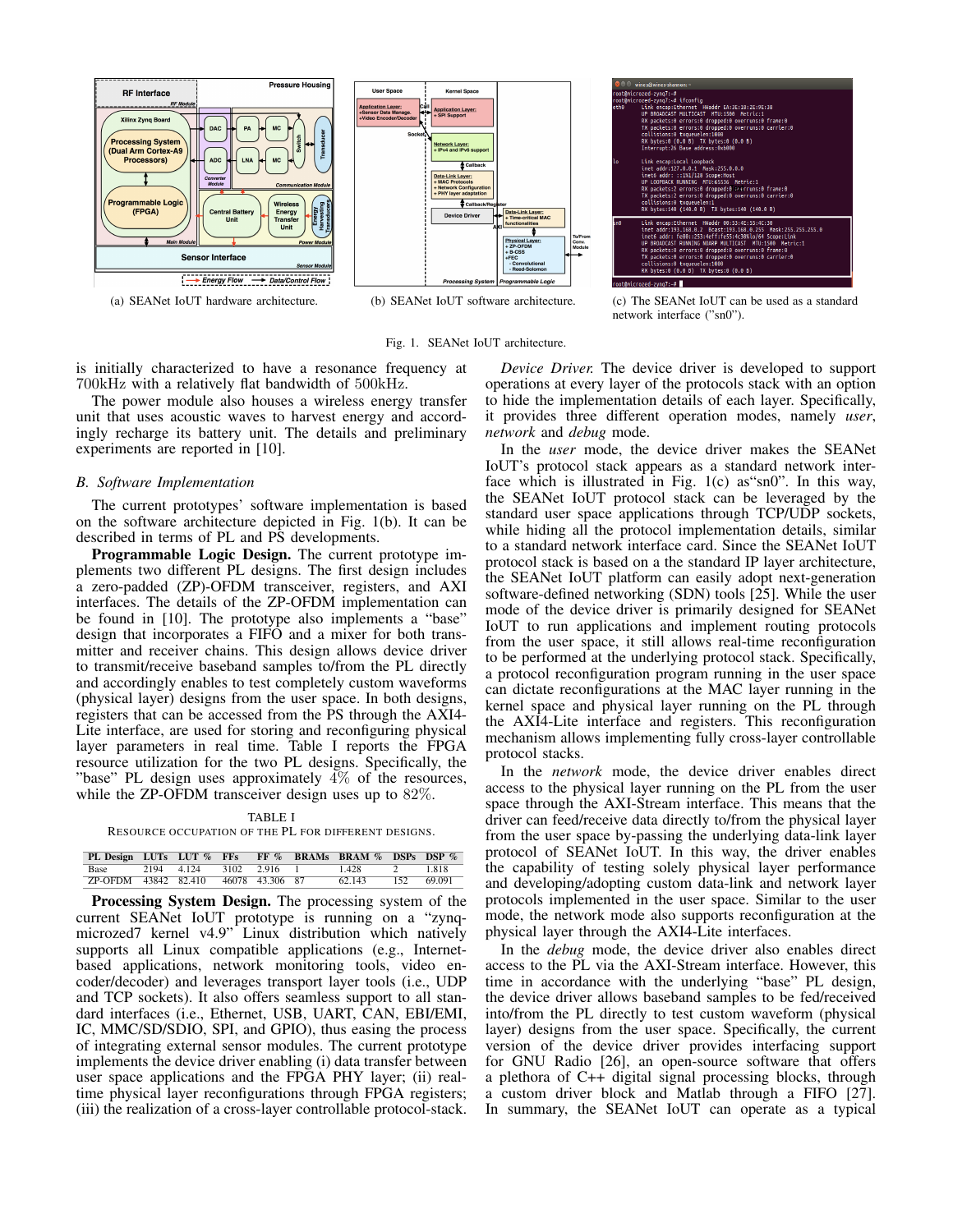(a) SEANet IoUT hardware architecture.

(b) SEANet IoUT software architecture.

(c) The SEANet IoUT can be used as a standard network interface ("sn0").

Fig. 1. SEANet IoUT architecture.

is initially characterized to have a resonance frequency at 700kHz with a relatively flat bandwidth of 500kHz.

The power module also houses a wireless energy transfer unit that uses acoustic waves to harvest energy and accordingly recharge its battery unit. The details and preliminary experiments are reported in [10].

### B. Software Implementation

The current prototypes' software implementation is based on the software architecture depicted in Fig. 1(b). It can be described in terms of PL and PS developments.

**Programmable Logic Design.** The current prototype implements two different PL designs. The first design includes a zero-padded (ZP)-OFDM transceiver, registers, and AXI interfaces. The details of the ZP-OFDM implementation can be found in [10]. The prototype also implements a "base" design that incorporates a FIFO and a mixer for both transmitter and receiver chains. This design allows device driver to transmit/receive baseband samples to/from the PL directly and accordingly enables to test completely custom waveforms (physical layer) designs from the user space. In both designs, registers that can be accessed from the PS through the AXI4-Lite interface, are used for storing and reconfiguring physical layer parameters in real time. Table I reports the FPGA resource utilization for the two PL designs. Specifically, the "base" PL design uses approximately 4% of the resources, while the ZP-OFDM transceiver design uses up to 82%.

TABLE I
RESOURCE OCCUPATION OF THE PL FOR DIFFERENT DESIGNS.

| PL Design | LUTs | LUT % | FFs | FF % | BRAMs | BRAM % | DSPs | DSP % |
|---|---|---|---|---|---|---|---|---|
| Base | 2194 | 4.124 | 3102 | 2.916 | 1 | 1.428 | 2 | 1.818 |
| ZP-OFDM | 43842 | 82.410 | 46078 | 43.306 | 87 | 62.143 | 152 | 69.091 |

**Processing System Design.** The processing system of the current SEANet IoUT prototype is running on a "zynq-microzed7 kernel v4.9" Linux distribution which natively supports all Linux compatible applications (e.g., Internet-based applications, network monitoring tools, video encoder/decoder) and leverages transport layer tools (i.e., UDP and TCP sockets). It also offers seamless support to all standard interfaces (i.e., Ethernet, USB, UART, CAN, EBI/EMI, IC, MMC/SD/SDIO, SPI, and GPIO), thus easing the process of integrating external sensor modules. The current prototype implements the device driver enabling (i) data transfer between user space applications and the FPGA PHY layer; (ii) real-time physical layer reconfigurations through FPGA registers; (iii) the realization of a cross-layer controllable protocol-stack.

*Device Driver.* The device driver is developed to support operations at every layer of the protocols stack with an option to hide the implementation details of each layer. Specifically, it provides three different operation modes, namely *user*, *network* and *debug* mode.

In the *user* mode, the device driver makes the SEANet IoUT's protocol stack appears as a standard network interface which is illustrated in Fig. 1(c) as"sn0". In this way, the SEANet IoUT protocol stack can be leveraged by the standard user space applications through TCP/UDP sockets, while hiding all the protocol implementation details, similar to a standard network interface card. Since the SEANet IoUT protocol stack is based on a the standard IP layer architecture, the SEANet IoUT platform can easily adopt next-generation software-defined networking (SDN) tools [25]. While the user mode of the device driver is primarily designed for SEANet IoUT to run applications and implement routing protocols from the user space, it still allows real-time reconfiguration to be performed at the underlying protocol stack. Specifically, a protocol reconfiguration program running in the user space can dictate reconfigurations at the MAC layer running in the kernel space and physical layer running on the PL through the AXI4-Lite interface and registers. This reconfiguration mechanism allows implementing fully cross-layer controllable protocol stacks.

In the *network* mode, the device driver enables direct access to the physical layer running on the PL from the user space through the AXI-Stream interface. This means that the driver can feed/receive data directly to/from the physical layer from the user space by-passing the underlying data-link layer protocol of SEANet IoUT. In this way, the driver enables the capability of testing solely physical layer performance and developing/adopting custom data-link and network layer protocols implemented in the user space. Similar to the user mode, the network mode also supports reconfiguration at the physical layer through the AXI4-Lite interfaces.

In the *debug* mode, the device driver also enables direct access to the PL via the AXI-Stream interface. However, this time in accordance with the underlying "base" PL design, the device driver allows baseband samples to be fed/received into/from the PL directly to test custom waveform (physical layer) designs from the user space. Specifically, the current version of the device driver provides interfacing support for GNU Radio [26], an open-source software that offers a plethora of C++ digital signal processing blocks, through a custom driver block and Matlab through a FIFO [27]. In summary, the SEANet IoUT can operate as a typical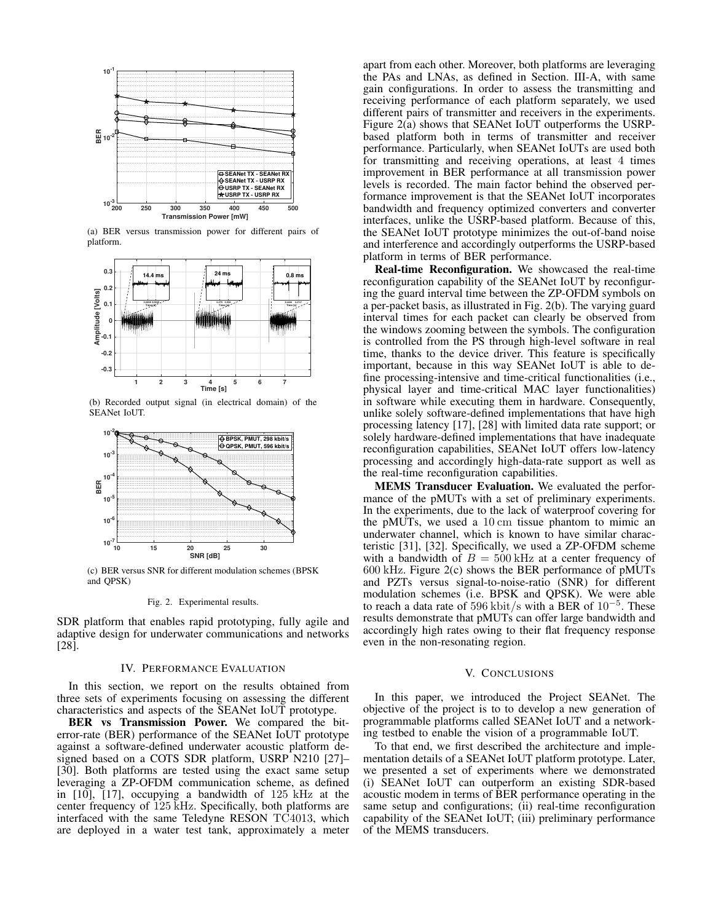(a) BER versus transmission power for different pairs of platform.

(b) Recorded output signal (in electrical domain) of the SEANet IoUT.

(c) BER versus SNR for different modulation schemes (BPSK and QPSK)

Fig. 2. Experimental results.

SDR platform that enables rapid prototyping, fully agile and adaptive design for underwater communications and networks [28].

## IV. Performance Evaluation

In this section, we report on the results obtained from three sets of experiments focusing on assessing the different characteristics and aspects of the SEANet IoUT prototype.

**BER vs Transmission Power.** We compared the bit-error-rate (BER) performance of the SEANet IoUT prototype against a software-defined underwater acoustic platform designed based on a COTS SDR platform, USRP N210 [27]–[30]. Both platforms are tested using the exact same setup leveraging a ZP-OFDM communication scheme, as defined in [10], [17], occupying a bandwidth of 125 kHz at the center frequency of 125 kHz. Specifically, both platforms are interfaced with the same Teledyne RESON TC4013, which are deployed in a water test tank, approximately a meter apart from each other. Moreover, both platforms are leveraging the PAs and LNAs, as defined in Section. III-A, with same gain configurations. In order to assess the transmitting and receiving performance of each platform separately, we used different pairs of transmitter and receivers in the experiments. Figure 2(a) shows that SEANet IoUT outperforms the USRP-based platform both in terms of transmitter and receiver performance. Particularly, when SEANet IoUTs are used both for transmitting and receiving operations, at least 4 times improvement in BER performance at all transmission power levels is recorded. The main factor behind the observed performance improvement is that the SEANet IoUT incorporates bandwidth and frequency optimized converters and converter interfaces, unlike the USRP-based platform. Because of this, the SEANet IoUT prototype minimizes the out-of-band noise and interference and accordingly outperforms the USRP-based platform in terms of BER performance.

**Real-time Reconfiguration.** We showcased the real-time reconfiguration capability of the SEANet IoUT by reconfiguring the guard interval time between the ZP-OFDM symbols on a per-packet basis, as illustrated in Fig. 2(b). The varying guard interval times for each packet can clearly be observed from the windows zooming between the symbols. The configuration is controlled from the PS through high-level software in real time, thanks to the device driver. This feature is specifically important, because in this way SEANet IoUT is able to define processing-intensive and time-critical functionalities (i.e., physical layer and time-critical MAC layer functionalities) in software while executing them in hardware. Consequently, unlike solely software-defined implementations that have high processing latency [17], [28] with limited data rate support; or solely hardware-defined implementations that have inadequate reconfiguration capabilities, SEANet IoUT offers low-latency processing and accordingly high-data-rate support as well as the real-time reconfiguration capabilities.

**MEMS Transducer Evaluation.** We evaluated the performance of the pMUTs with a set of preliminary experiments. In the experiments, due to the lack of waterproof covering for the pMUTs, we used a 10 cm tissue phantom to mimic an underwater channel, which is known to have similar characteristic [31], [32]. Specifically, we used a ZP-OFDM scheme with a bandwidth of $B = 500$ kHz at a center frequency of 600 kHz. Figure 2(c) shows the BER performance of pMUTs and PZTs versus signal-to-noise-ratio (SNR) for different modulation schemes (i.e. BPSK and QPSK). We were able to reach a data rate of 596 kbit/s with a BER of $10^{-5}$. These results demonstrate that pMUTs can offer large bandwidth and accordingly high rates owing to their flat frequency response even in the non-resonating region.

## V. Conclusions

In this paper, we introduced the Project SEANet. The objective of the project is to to develop a new generation of programmable platforms called SEANet IoUT and a networking testbed to enable the vision of a programmable IoUT.

To that end, we first described the architecture and implementation details of a SEANet IoUT platform prototype. Later, we presented a set of experiments where we demonstrated (i) SEANet IoUT can outperform an existing SDR-based acoustic modem in terms of BER performance operating in the same setup and configurations; (ii) real-time reconfiguration capability of the SEANet IoUT; (iii) preliminary performance of the MEMS transducers.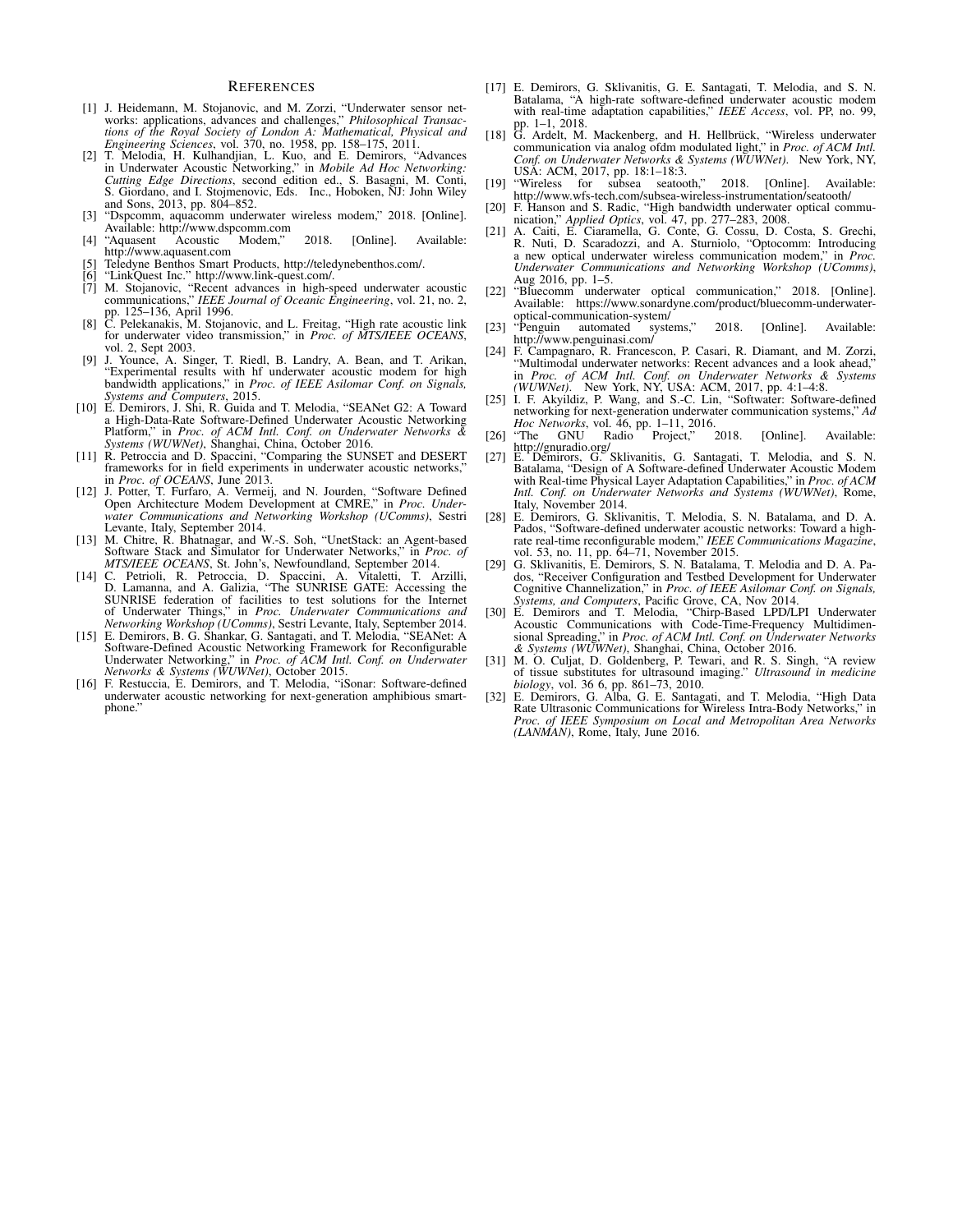## References

[1] J. Heidemann, M. Stojanovic, and M. Zorzi, "Underwater sensor networks: applications, advances and challenges," *Philosophical Transactions of the Royal Society of London A: Mathematical, Physical and Engineering Sciences*, vol. 370, no. 1958, pp. 158–175, 2011.

[2] T. Melodia, H. Kulhandjian, L. Kuo, and E. Demirors, "Advances in Underwater Acoustic Networking," in *Mobile Ad Hoc Networking: Cutting Edge Directions*, second edition ed., S. Basagni, M. Conti, S. Giordano, and I. Stojmenovic, Eds. Inc., Hoboken, NJ: John Wiley and Sons, 2013, pp. 804–852.

[3] "Dspcomm, aquacomm underwater wireless modem," 2018. [Online]. Available: http://www.dspcomm.com

[4] "Aquasent Acoustic Modem," 2018. [Online]. Available: http://www.aquasent.com

[5] Teledyne Benthos Smart Products, http://teledynebenthos.com/.

[6] "LinkQuest Inc." http://www.link-quest.com/.

[7] M. Stojanovic, "Recent advances in high-speed underwater acoustic communications," *IEEE Journal of Oceanic Engineering*, vol. 21, no. 2, pp. 125–136, April 1996.

[8] C. Pelekanakis, M. Stojanovic, and L. Freitag, "High rate acoustic link for underwater video transmission," in *Proc. of MTS/IEEE OCEANS*, vol. 2, Sept 2003.

[9] J. Younce, A. Singer, T. Riedl, B. Landry, A. Bean, and T. Arikan, "Experimental results with hf underwater acoustic modem for high bandwidth applications," in *Proc. of IEEE Asilomar Conf. on Signals, Systems and Computers*, 2015.

[10] E. Demirors, J. Shi, R. Guida and T. Melodia, "SEANet G2: A Toward a High-Data-Rate Software-Defined Underwater Acoustic Networking Platform," in *Proc. of ACM Intl. Conf. on Underwater Networks & Systems (WUWNet)*, Shanghai, China, October 2016.

[11] R. Petroccia and D. Spaccini, "Comparing the SUNSET and DESERT frameworks for in field experiments in underwater acoustic networks," in *Proc. of OCEANS*, June 2013.

[12] J. Potter, T. Furfaro, A. Vermeij, and N. Jourden, "Software Defined Open Architecture Modem Development at CMRE," in *Proc. Underwater Communications and Networking Workshop (UComms)*, Sestri Levante, Italy, September 2014.

[13] M. Chitre, R. Bhatnagar, and W.-S. Soh, "UnetStack: an Agent-based Software Stack and Simulator for Underwater Networks," in *Proc. of MTS/IEEE OCEANS*, St. John's, Newfoundland, September 2014.

[14] C. Petrioli, R. Petroccia, D. Spaccini, A. Vitaletti, T. Arzilli, D. Lamanna, and A. Galizia, "The SUNRISE GATE: Accessing the SUNRISE federation of facilities to test solutions for the Internet of Underwater Things," in *Proc. Underwater Communications and Networking Workshop (UComms)*, Sestri Levante, Italy, September 2014.

[15] E. Demirors, B. G. Shankar, G. Santagati, and T. Melodia, "SEANet: A Software-Defined Acoustic Networking Framework for Reconfigurable Underwater Networking," in *Proc. of ACM Intl. Conf. on Underwater Networks & Systems (WUWNet)*, October 2015.

[16] F. Restuccia, E. Demirors, and T. Melodia, "iSonar: Software-defined underwater acoustic networking for next-generation amphibious smartphone."

[17] E. Demirors, G. Sklivanitis, G. E. Santagati, T. Melodia, and S. N. Batalama, "A high-rate software-defined underwater acoustic modem with real-time adaptation capabilities," *IEEE Access*, vol. PP, no. 99, pp. 1–1, 2018.

[18] G. Ardelt, M. Mackenberg, and H. Hellbrück, "Wireless underwater communication via analog ofdm modulated light," in *Proc. of ACM Intl. Conf. on Underwater Networks & Systems (WUWNet)*. New York, NY, USA: ACM, 2017, pp. 18:1–18:3.

[19] "Wireless for subsea seatooth," 2018. [Online]. Available: http://www.wfs-tech.com/subsea-wireless-instrumentation/seatooth/

[20] F. Hanson and S. Radic, "High bandwidth underwater optical communication," *Applied Optics*, vol. 47, pp. 277–283, 2008.

[21] A. Caiti, E. Ciaramella, G. Conte, G. Cossu, D. Costa, S. Grechi, R. Nuti, D. Scaradozzi, and A. Sturniolo, "Optocomm: Introducing a new optical underwater wireless communication modem," in *Proc. Underwater Communications and Networking Workshop (UComms)*, Aug 2016, pp. 1–5.

[22] "Bluecomm underwater optical communication," 2018. [Online]. Available: https://www.sonardyne.com/product/bluecomm-underwater-optical-communication-system/

[23] "Penguin automated systems," 2018. [Online]. Available: http://www.penguinasi.com/

[24] F. Campagnaro, R. Francescon, P. Casari, R. Diamant, and M. Zorzi, "Multimodal underwater networks: Recent advances and a look ahead," in *Proc. of ACM Intl. Conf. on Underwater Networks & Systems (WUWNet)*. New York, NY, USA: ACM, 2017, pp. 4:1–4:8.

[25] I. F. Akyildiz, P. Wang, and S.-C. Lin, "Softwater: Software-defined networking for next-generation underwater communication systems," *Ad Hoc Networks*, vol. 46, pp. 1–11, 2016.

[26] "The GNU Radio Project," 2018. [Online]. Available: http://gnuradio.org/

[27] E. Demirors, G. Sklivanitis, G. Santagati, T. Melodia, and S. N. Batalama, "Design of A Software-defined Underwater Acoustic Modem with Real-time Physical Layer Adaptation Capabilities," in *Proc. of ACM Intl. Conf. on Underwater Networks and Systems (WUWNet)*, Rome, Italy, November 2014.

[28] E. Demirors, G. Sklivanitis, T. Melodia, S. N. Batalama, and D. A. Pados, "Software-defined underwater acoustic networks: Toward a high-rate real-time reconfigurable modem," *IEEE Communications Magazine*, vol. 53, no. 11, pp. 64–71, November 2015.

[29] G. Sklivanitis, E. Demirors, S. N. Batalama, T. Melodia and D. A. Pados, "Receiver Configuration and Testbed Development for Underwater Cognitive Channelization," in *Proc. of IEEE Asilomar Conf. on Signals, Systems, and Computers*, Pacific Grove, CA, Nov 2014.

[30] E. Demirors and T. Melodia, "Chirp-Based LPD/LPI Underwater Acoustic Communications with Code-Time-Frequency Multidimensional Spreading," in *Proc. of ACM Intl. Conf. on Underwater Networks & Systems (WUWNet)*, Shanghai, China, October 2016.

[31] M. O. Culjat, D. Goldenberg, P. Tewari, and R. S. Singh, "A review of tissue substitutes for ultrasound imaging." *Ultrasound in medicine biology*, vol. 36 6, pp. 861–73, 2010.

[32] E. Demirors, G. Alba, G. E. Santagati, and T. Melodia, "High Data Rate Ultrasonic Communications for Wireless Intra-Body Networks," in *Proc. of IEEE Symposium on Local and Metropolitan Area Networks (LANMAN)*, Rome, Italy, June 2016.